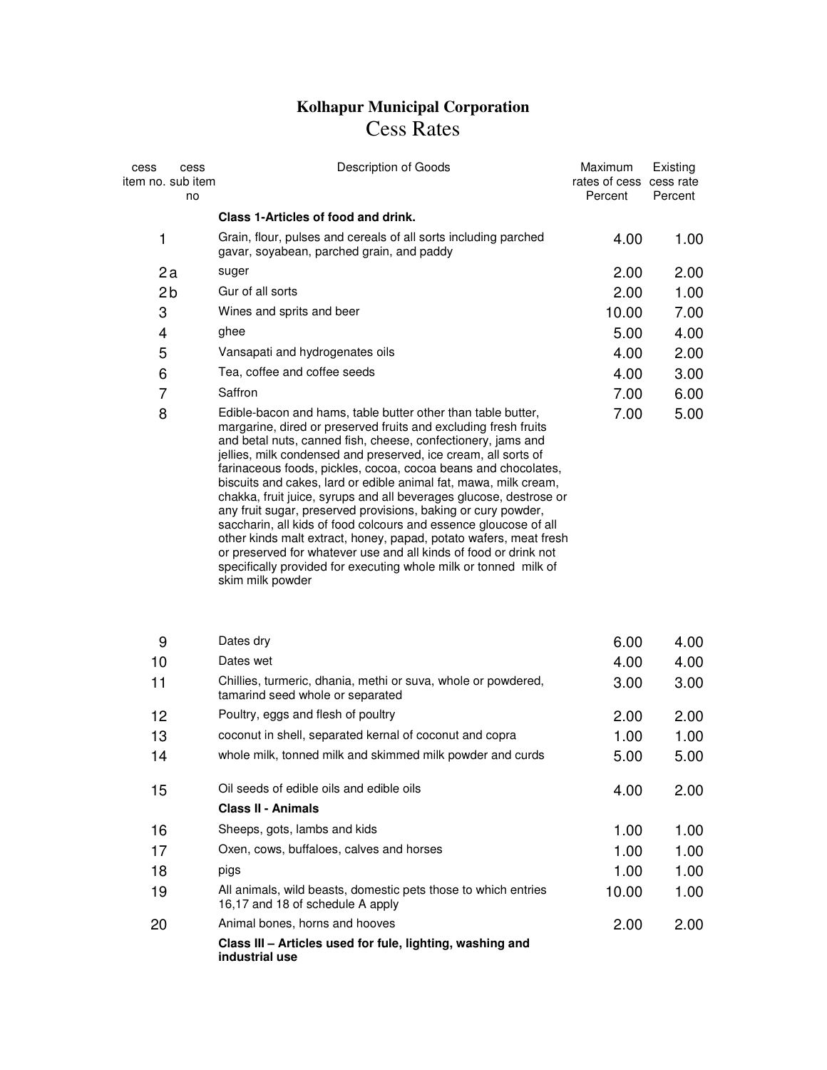# Kolhapur Municipal Corporation

## Cess Rates

| cess item no. | cess sub item no | Description of Goods | Maximum rates of cess Percent | Existing cess rate Percent |
|---|---|---|---|---|
| | | **Class 1-Articles of food and drink.** | | |
| 1 | | Grain, flour, pulses and cereals of all sorts including parched gavar, soyabean, parched grain, and paddy | 4.00 | 1.00 |
| 2 | a | suger | 2.00 | 2.00 |
| 2 | b | Gur of all sorts | 2.00 | 1.00 |
| 3 | | Wines and sprits and beer | 10.00 | 7.00 |
| 4 | | ghee | 5.00 | 4.00 |
| 5 | | Vansapati and hydrogenates oils | 4.00 | 2.00 |
| 6 | | Tea, coffee and coffee seeds | 4.00 | 3.00 |
| 7 | | Saffron | 7.00 | 6.00 |
| 8 | | Edible-bacon and hams, table butter other than table butter, margarine, dired or preserved fruits and excluding fresh fruits and betal nuts, canned fish, cheese, confectionery, jams and jellies, milk condensed and preserved, ice cream, all sorts of farinaceous foods, pickles, cocoa, cocoa beans and chocolates, biscuits and cakes, lard or edible animal fat, mawa, milk cream, chakka, fruit juice, syrups and all beverages glucose, destrose or any fruit sugar, preserved provisions, baking or cury powder, saccharin, all kids of food colcours and essence gloucose of all other kinds malt extract, honey, papad, potato wafers, meat fresh or preserved for whatever use and all kinds of food or drink not specifically provided for executing whole milk or tonned milk of skim milk powder | 7.00 | 5.00 |
| 9 | | Dates dry | 6.00 | 4.00 |
| 10 | | Dates wet | 4.00 | 4.00 |
| 11 | | Chillies, turmeric, dhania, methi or suva, whole or powdered, tamarind seed whole or separated | 3.00 | 3.00 |
| 12 | | Poultry, eggs and flesh of poultry | 2.00 | 2.00 |
| 13 | | coconut in shell, separated kernal of coconut and copra | 1.00 | 1.00 |
| 14 | | whole milk, tonned milk and skimmed milk powder and curds | 5.00 | 5.00 |
| 15 | | Oil seeds of edible oils and edible oils | 4.00 | 2.00 |
| | | **Class II - Animals** | | |
| 16 | | Sheeps, gots, lambs and kids | 1.00 | 1.00 |
| 17 | | Oxen, cows, buffaloes, calves and horses | 1.00 | 1.00 |
| 18 | | pigs | 1.00 | 1.00 |
| 19 | | All animals, wild beasts, domestic pets those to which entries 16,17 and 18 of schedule A apply | 10.00 | 1.00 |
| 20 | | Animal bones, horns and hooves | 2.00 | 2.00 |
| | | **Class III – Articles used for fule, lighting, washing and industrial use** | | |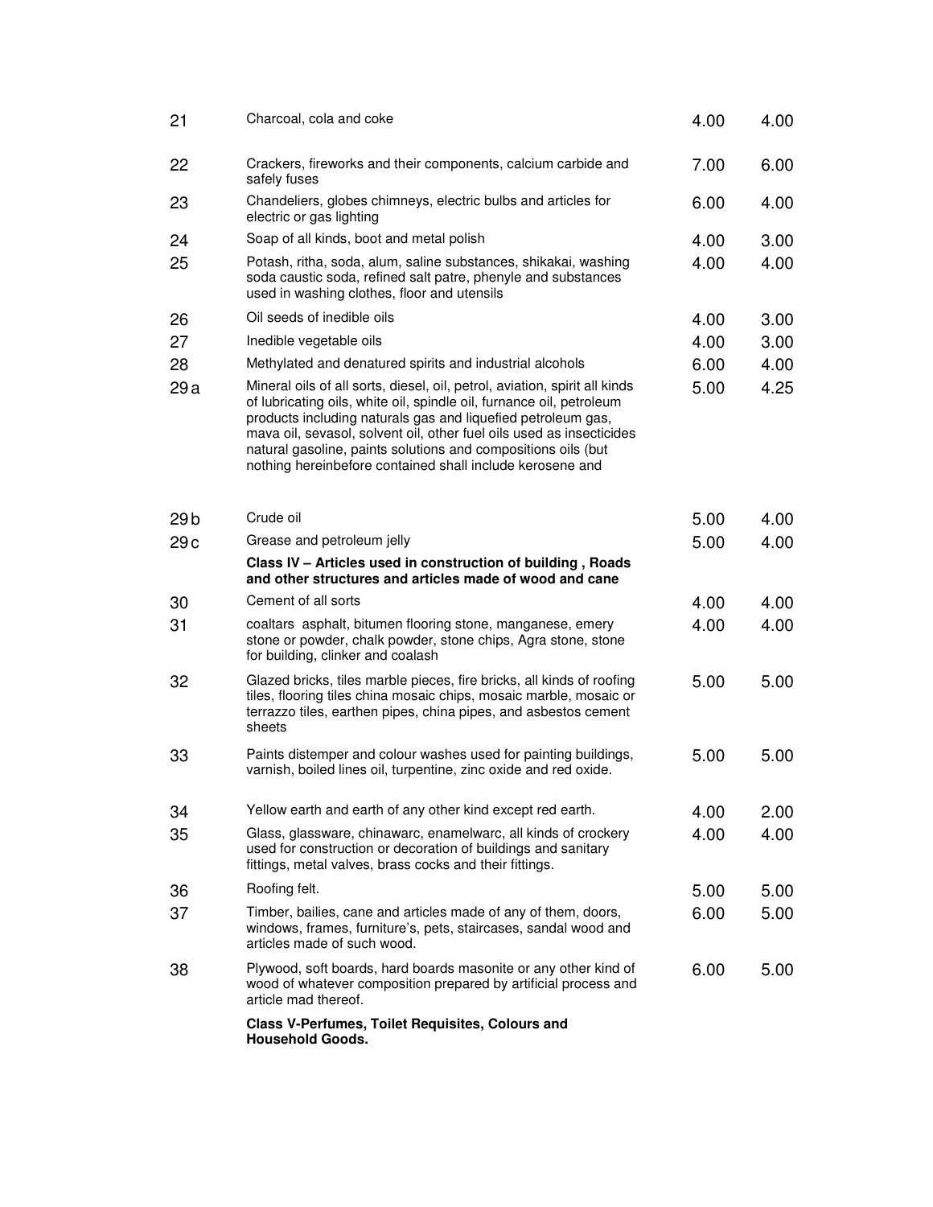| | | | |
|---|---|---|---|
| 21 | Charcoal, cola and coke | 4.00 | 4.00 |
| 22 | Crackers, fireworks and their components, calcium carbide and safely fuses | 7.00 | 6.00 |
| 23 | Chandeliers, globes chimneys, electric bulbs and articles for electric or gas lighting | 6.00 | 4.00 |
| 24 | Soap of all kinds, boot and metal polish | 4.00 | 3.00 |
| 25 | Potash, ritha, soda, alum, saline substances, shikakai, washing soda caustic soda, refined salt patre, phenyle and substances used in washing clothes, floor and utensils | 4.00 | 4.00 |
| 26 | Oil seeds of inedible oils | 4.00 | 3.00 |
| 27 | Inedible vegetable oils | 4.00 | 3.00 |
| 28 | Methylated and denatured spirits and industrial alcohols | 6.00 | 4.00 |
| 29 a | Mineral oils of all sorts, diesel, oil, petrol, aviation, spirit all kinds of lubricating oils, white oil, spindle oil, furnance oil, petroleum products including naturals gas and liquefied petroleum gas, mava oil, sevasol, solvent oil, other fuel oils used as insecticides natural gasoline, paints solutions and compositions oils (but nothing hereinbefore contained shall include kerosene and | 5.00 | 4.25 |
| 29 b | Crude oil | 5.00 | 4.00 |
| 29 c | Grease and petroleum jelly | 5.00 | 4.00 |
| | **Class IV – Articles used in construction of building , Roads and other structures and articles made of wood and cane** | | |
| 30 | Cement of all sorts | 4.00 | 4.00 |
| 31 | coaltars asphalt, bitumen flooring stone, manganese, emery stone or powder, chalk powder, stone chips, Agra stone, stone for building, clinker and coalash | 4.00 | 4.00 |
| 32 | Glazed bricks, tiles marble pieces, fire bricks, all kinds of roofing tiles, flooring tiles china mosaic chips, mosaic marble, mosaic or terrazzo tiles, earthen pipes, china pipes, and asbestos cement sheets | 5.00 | 5.00 |
| 33 | Paints distemper and colour washes used for painting buildings, varnish, boiled lines oil, turpentine, zinc oxide and red oxide. | 5.00 | 5.00 |
| 34 | Yellow earth and earth of any other kind except red earth. | 4.00 | 2.00 |
| 35 | Glass, glassware, chinawarc, enamelwarc, all kinds of crockery used for construction or decoration of buildings and sanitary fittings, metal valves, brass cocks and their fittings. | 4.00 | 4.00 |
| 36 | Roofing felt. | 5.00 | 5.00 |
| 37 | Timber, bailies, cane and articles made of any of them, doors, windows, frames, furniture's, pets, staircases, sandal wood and articles made of such wood. | 6.00 | 5.00 |
| 38 | Plywood, soft boards, hard boards masonite or any other kind of wood of whatever composition prepared by artificial process and article mad thereof. | 6.00 | 5.00 |
| | **Class V-Perfumes, Toilet Requisites, Colours and Household Goods.** | | |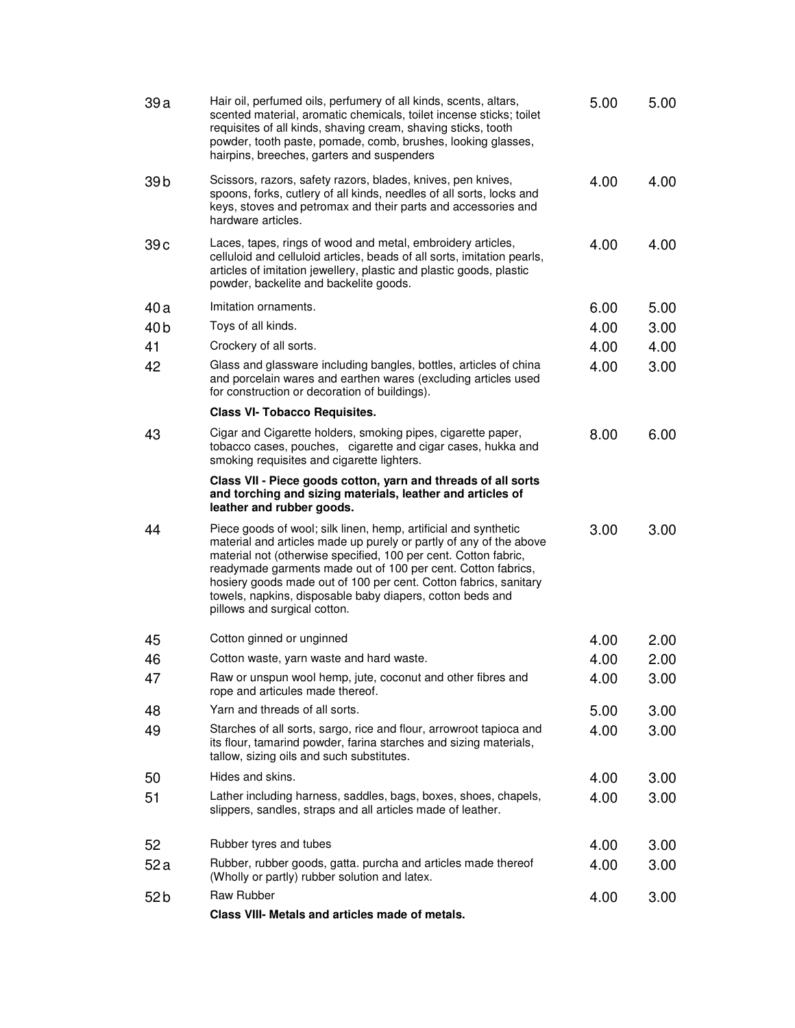| | | | |
|---|---|---|---|
| 39 a | Hair oil, perfumed oils, perfumery of all kinds, scents, altars, scented material, aromatic chemicals, toilet incense sticks; toilet requisites of all kinds, shaving cream, shaving sticks, tooth powder, tooth paste, pomade, comb, brushes, looking glasses, hairpins, breeches, garters and suspenders | 5.00 | 5.00 |
| 39 b | Scissors, razors, safety razors, blades, knives, pen knives, spoons, forks, cutlery of all kinds, needles of all sorts, locks and keys, stoves and petromax and their parts and accessories and hardware articles. | 4.00 | 4.00 |
| 39 c | Laces, tapes, rings of wood and metal, embroidery articles, celluloid and celluloid articles, beads of all sorts, imitation pearls, articles of imitation jewellery, plastic and plastic goods, plastic powder, backelite and backelite goods. | 4.00 | 4.00 |
| 40 a | Imitation ornaments. | 6.00 | 5.00 |
| 40 b | Toys of all kinds. | 4.00 | 3.00 |
| 41 | Crockery of all sorts. | 4.00 | 4.00 |
| 42 | Glass and glassware including bangles, bottles, articles of china and porcelain wares and earthen wares (excluding articles used for construction or decoration of buildings). | 4.00 | 3.00 |
| | **Class VI- Tobacco Requisites.** | | |
| 43 | Cigar and Cigarette holders, smoking pipes, cigarette paper, tobacco cases, pouches, cigarette and cigar cases, hukka and smoking requisites and cigarette lighters. | 8.00 | 6.00 |
| | **Class VII - Piece goods cotton, yarn and threads of all sorts and torching and sizing materials, leather and articles of leather and rubber goods.** | | |
| 44 | Piece goods of wool; silk linen, hemp, artificial and synthetic material and articles made up purely or partly of any of the above material not (otherwise specified, 100 per cent. Cotton fabric, readymade garments made out of 100 per cent. Cotton fabrics, hosiery goods made out of 100 per cent. Cotton fabrics, sanitary towels, napkins, disposable baby diapers, cotton beds and pillows and surgical cotton. | 3.00 | 3.00 |
| 45 | Cotton ginned or unginned | 4.00 | 2.00 |
| 46 | Cotton waste, yarn waste and hard waste. | 4.00 | 2.00 |
| 47 | Raw or unspun wool hemp, jute, coconut and other fibres and rope and articules made thereof. | 4.00 | 3.00 |
| 48 | Yarn and threads of all sorts. | 5.00 | 3.00 |
| 49 | Starches of all sorts, sargo, rice and flour, arrowroot tapioca and its flour, tamarind powder, farina starches and sizing materials, tallow, sizing oils and such substitutes. | 4.00 | 3.00 |
| 50 | Hides and skins. | 4.00 | 3.00 |
| 51 | Lather including harness, saddles, bags, boxes, shoes, chapels, slippers, sandles, straps and all articles made of leather. | 4.00 | 3.00 |
| 52 | Rubber tyres and tubes | 4.00 | 3.00 |
| 52 a | Rubber, rubber goods, gatta. purcha and articles made thereof (Wholly or partly) rubber solution and latex. | 4.00 | 3.00 |
| 52 b | Raw Rubber | 4.00 | 3.00 |
| | **Class VIII- Metals and articles made of metals.** | | |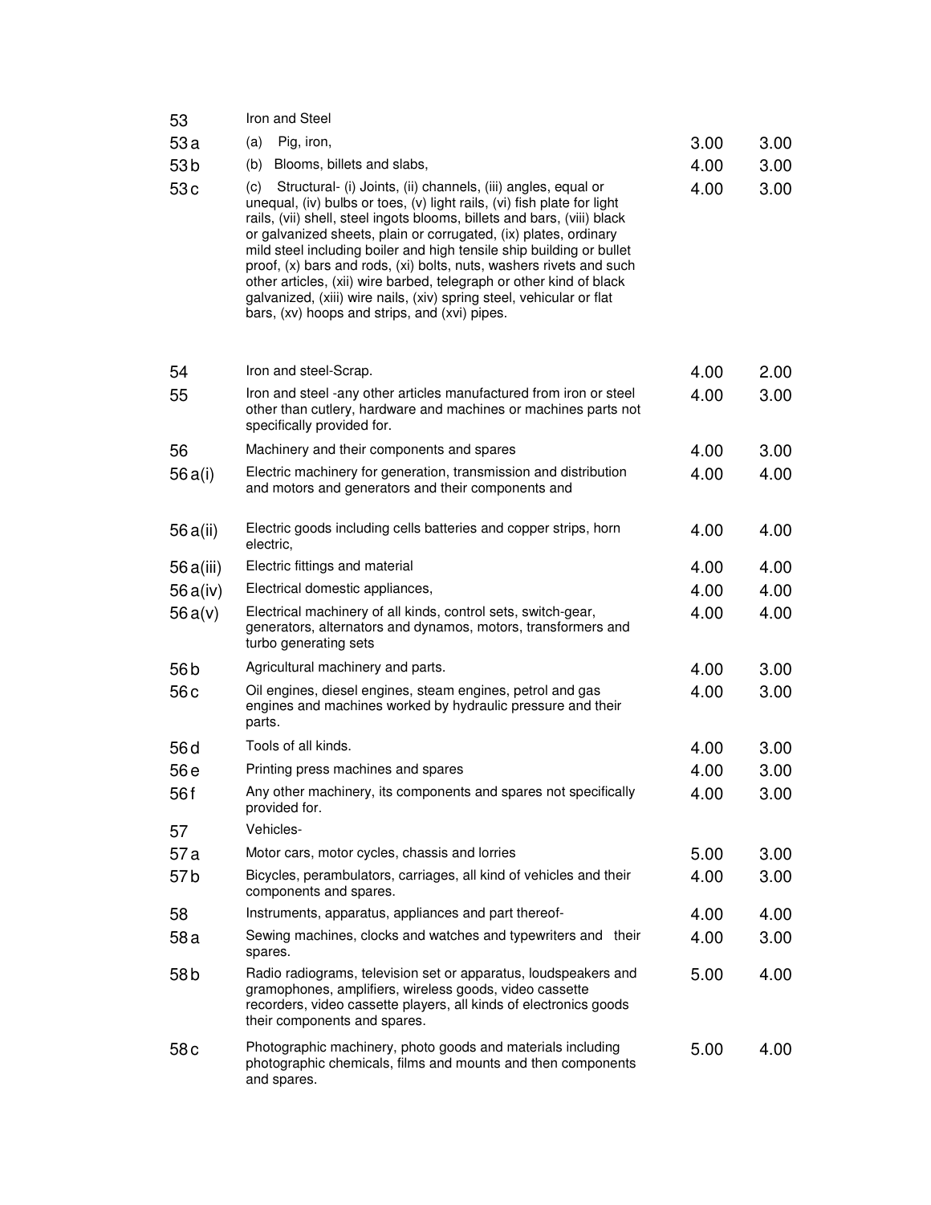| | | | |
|---|---|---|---|
| 53 | Iron and Steel | | |
| 53 a | (a) Pig, iron, | 3.00 | 3.00 |
| 53 b | (b) Blooms, billets and slabs, | 4.00 | 3.00 |
| 53 c | (c) Structural- (i) Joints, (ii) channels, (iii) angles, equal or unequal, (iv) bulbs or toes, (v) light rails, (vi) fish plate for light rails, (vii) shell, steel ingots blooms, billets and bars, (viii) black or galvanized sheets, plain or corrugated, (ix) plates, ordinary mild steel including boiler and high tensile ship building or bullet proof, (x) bars and rods, (xi) bolts, nuts, washers rivets and such other articles, (xii) wire barbed, telegraph or other kind of black galvanized, (xiii) wire nails, (xiv) spring steel, vehicular or flat bars, (xv) hoops and strips, and (xvi) pipes. | 4.00 | 3.00 |
| 54 | Iron and steel-Scrap. | 4.00 | 2.00 |
| 55 | Iron and steel -any other articles manufactured from iron or steel other than cutlery, hardware and machines or machines parts not specifically provided for. | 4.00 | 3.00 |
| 56 | Machinery and their components and spares | 4.00 | 3.00 |
| 56 a(i) | Electric machinery for generation, transmission and distribution and motors and generators and their components and | 4.00 | 4.00 |
| 56 a(ii) | Electric goods including cells batteries and copper strips, horn electric, | 4.00 | 4.00 |
| 56 a(iii) | Electric fittings and material | 4.00 | 4.00 |
| 56 a(iv) | Electrical domestic appliances, | 4.00 | 4.00 |
| 56 a(v) | Electrical machinery of all kinds, control sets, switch-gear, generators, alternators and dynamos, motors, transformers and turbo generating sets | 4.00 | 4.00 |
| 56 b | Agricultural machinery and parts. | 4.00 | 3.00 |
| 56 c | Oil engines, diesel engines, steam engines, petrol and gas engines and machines worked by hydraulic pressure and their parts. | 4.00 | 3.00 |
| 56 d | Tools of all kinds. | 4.00 | 3.00 |
| 56 e | Printing press machines and spares | 4.00 | 3.00 |
| 56 f | Any other machinery, its components and spares not specifically provided for. | 4.00 | 3.00 |
| 57 | Vehicles- | | |
| 57 a | Motor cars, motor cycles, chassis and lorries | 5.00 | 3.00 |
| 57 b | Bicycles, perambulators, carriages, all kind of vehicles and their components and spares. | 4.00 | 3.00 |
| 58 | Instruments, apparatus, appliances and part thereof- | 4.00 | 4.00 |
| 58 a | Sewing machines, clocks and watches and typewriters and their spares. | 4.00 | 3.00 |
| 58 b | Radio radiograms, television set or apparatus, loudspeakers and gramophones, amplifiers, wireless goods, video cassette recorders, video cassette players, all kinds of electronics goods their components and spares. | 5.00 | 4.00 |
| 58 c | Photographic machinery, photo goods and materials including photographic chemicals, films and mounts and then components and spares. | 5.00 | 4.00 |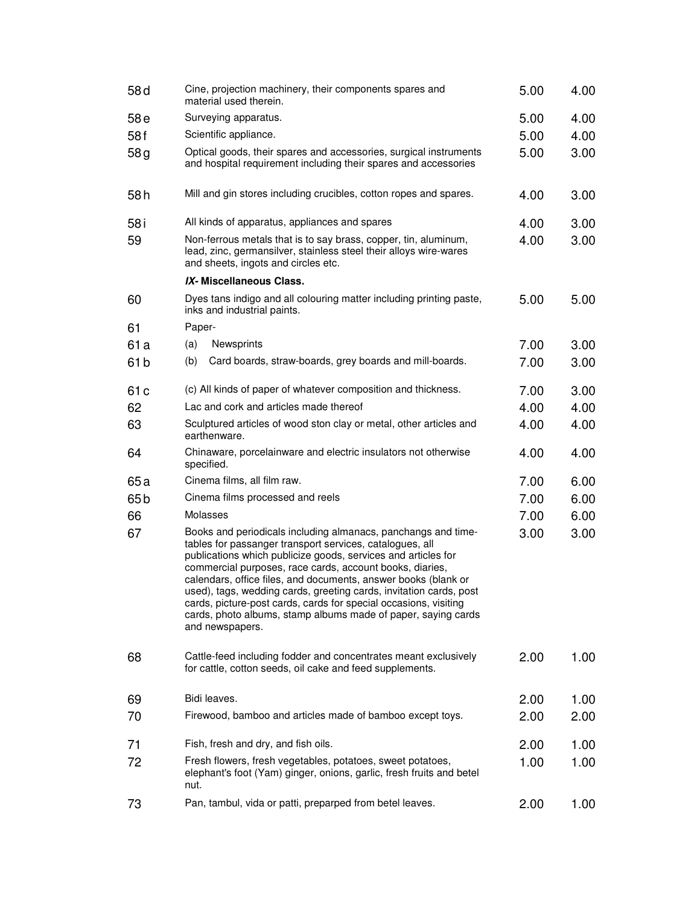| | | | |
|---|---|---|---|
| 58d | Cine, projection machinery, their components spares and material used therein. | 5.00 | 4.00 |
| 58e | Surveying apparatus. | 5.00 | 4.00 |
| 58f | Scientific appliance. | 5.00 | 4.00 |
| 58g | Optical goods, their spares and accessories, surgical instruments and hospital requirement including their spares and accessories | 5.00 | 3.00 |
| 58h | Mill and gin stores including crucibles, cotton ropes and spares. | 4.00 | 3.00 |
| 58i | All kinds of apparatus, appliances and spares | 4.00 | 3.00 |
| 59 | Non-ferrous metals that is to say brass, copper, tin, aluminum, lead, zinc, germansilver, stainless steel their alloys wire-wares and sheets, ingots and circles etc. | 4.00 | 3.00 |
| | ***IX*- Miscellaneous Class.** | | |
| 60 | Dyes tans indigo and all colouring matter including printing paste, inks and industrial paints. | 5.00 | 5.00 |
| 61 | Paper- | | |
| 61a | (a) Newsprints | 7.00 | 3.00 |
| 61b | (b) Card boards, straw-boards, grey boards and mill-boards. | 7.00 | 3.00 |
| 61c | (c) All kinds of paper of whatever composition and thickness. | 7.00 | 3.00 |
| 62 | Lac and cork and articles made thereof | 4.00 | 4.00 |
| 63 | Sculptured articles of wood ston clay or metal, other articles and earthenware. | 4.00 | 4.00 |
| 64 | Chinaware, porcelainware and electric insulators not otherwise specified. | 4.00 | 4.00 |
| 65a | Cinema films, all film raw. | 7.00 | 6.00 |
| 65b | Cinema films processed and reels | 7.00 | 6.00 |
| 66 | Molasses | 7.00 | 6.00 |
| 67 | Books and periodicals including almanacs, panchangs and time-tables for passanger transport services, catalogues, all publications which publicize goods, services and articles for commercial purposes, race cards, account books, diaries, calendars, office files, and documents, answer books (blank or used), tags, wedding cards, greeting cards, invitation cards, post cards, picture-post cards, cards for special occasions, visiting cards, photo albums, stamp albums made of paper, saying cards and newspapers. | 3.00 | 3.00 |
| 68 | Cattle-feed including fodder and concentrates meant exclusively for cattle, cotton seeds, oil cake and feed supplements. | 2.00 | 1.00 |
| 69 | Bidi leaves. | 2.00 | 1.00 |
| 70 | Firewood, bamboo and articles made of bamboo except toys. | 2.00 | 2.00 |
| 71 | Fish, fresh and dry, and fish oils. | 2.00 | 1.00 |
| 72 | Fresh flowers, fresh vegetables, potatoes, sweet potatoes, elephant's foot (Yam) ginger, onions, garlic, fresh fruits and betel nut. | 1.00 | 1.00 |
| 73 | Pan, tambul, vida or patti, preparped from betel leaves. | 2.00 | 1.00 |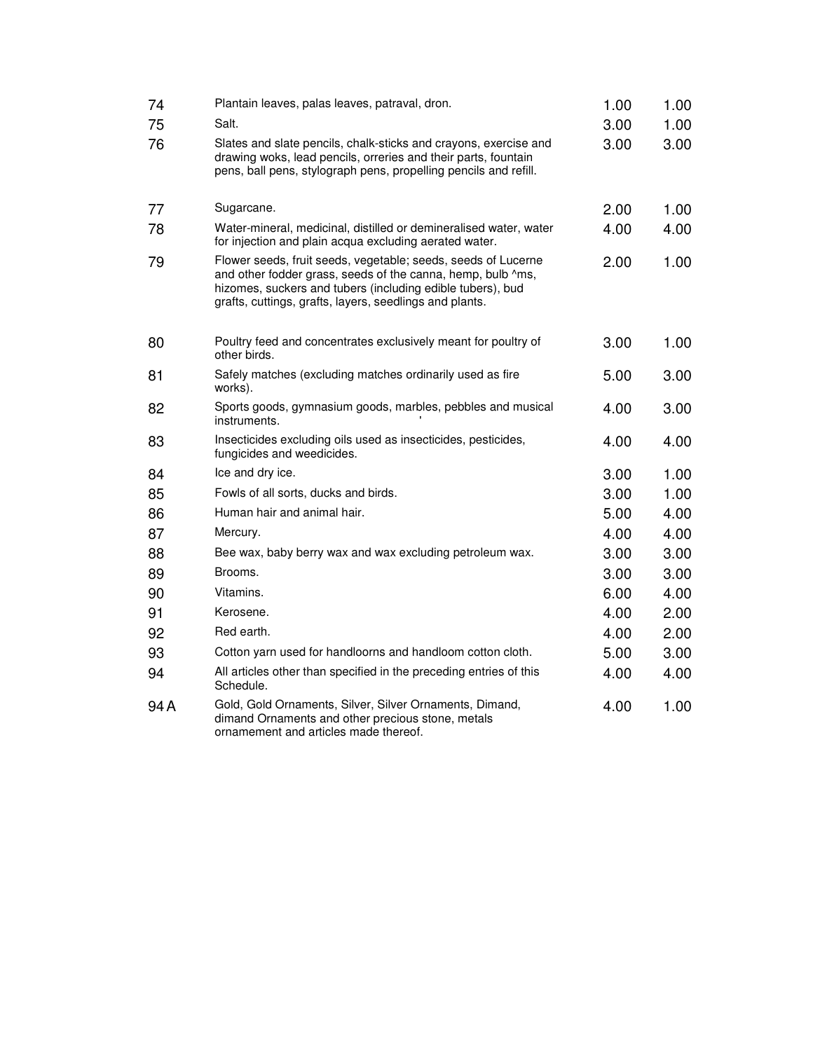| | | | |
|---|---|---|---|
| 74 | Plantain leaves, palas leaves, patraval, dron. | 1.00 | 1.00 |
| 75 | Salt. | 3.00 | 1.00 |
| 76 | Slates and slate pencils, chalk-sticks and crayons, exercise and drawing woks, lead pencils, orreries and their parts, fountain pens, ball pens, stylograph pens, propelling pencils and refill. | 3.00 | 3.00 |
| 77 | Sugarcane. | 2.00 | 1.00 |
| 78 | Water-mineral, medicinal, distilled or demineralised water, water for injection and plain acqua excluding aerated water. | 4.00 | 4.00 |
| 79 | Flower seeds, fruit seeds, vegetable; seeds, seeds of Lucerne and other fodder grass, seeds of the canna, hemp, bulb ^ms, hizomes, suckers and tubers (including edible tubers), bud grafts, cuttings, grafts, layers, seedlings and plants. | 2.00 | 1.00 |
| 80 | Poultry feed and concentrates exclusively meant for poultry of other birds. | 3.00 | 1.00 |
| 81 | Safely matches (excluding matches ordinarily used as fire works). | 5.00 | 3.00 |
| 82 | Sports goods, gymnasium goods, marbles, pebbles and musical instruments. | 4.00 | 3.00 |
| 83 | Insecticides excluding oils used as insecticides, pesticides, fungicides and weedicides. | 4.00 | 4.00 |
| 84 | Ice and dry ice. | 3.00 | 1.00 |
| 85 | Fowls of all sorts, ducks and birds. | 3.00 | 1.00 |
| 86 | Human hair and animal hair. | 5.00 | 4.00 |
| 87 | Mercury. | 4.00 | 4.00 |
| 88 | Bee wax, baby berry wax and wax excluding petroleum wax. | 3.00 | 3.00 |
| 89 | Brooms. | 3.00 | 3.00 |
| 90 | Vitamins. | 6.00 | 4.00 |
| 91 | Kerosene. | 4.00 | 2.00 |
| 92 | Red earth. | 4.00 | 2.00 |
| 93 | Cotton yarn used for handloorns and handloom cotton cloth. | 5.00 | 3.00 |
| 94 | All articles other than specified in the preceding entries of this Schedule. | 4.00 | 4.00 |
| 94 A | Gold, Gold Ornaments, Silver, Silver Ornaments, Dimand, dimand Ornaments and other precious stone, metals ornamement and articles made thereof. | 4.00 | 1.00 |